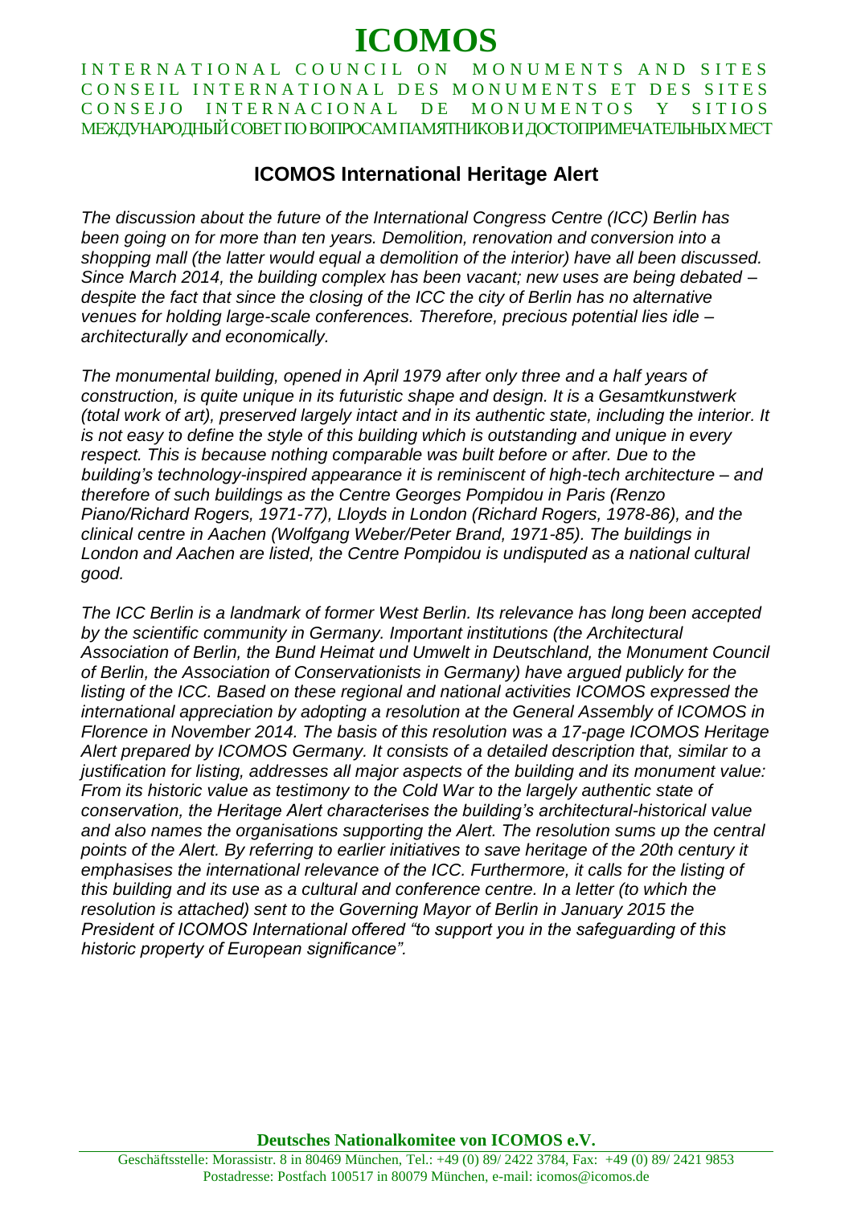# ICOMOS

INTERNATIONAL COUNCIL ON MONUMENTS AND SITES
CONSEIL INTERNATIONAL DES MONUMENTS ET DES SITES
CONSEJO INTERNACIONAL DE MONUMENTOS Y SITIOS
МЕЖДУНАРОДНЫЙ СОВЕТ ПО ВОПРОСАМ ПАМЯТНИКОВ И ДОСТОПРИМЕЧАТЕЛЬНЫХ МЕСТ

## ICOMOS International Heritage Alert

*The discussion about the future of the International Congress Centre (ICC) Berlin has been going on for more than ten years. Demolition, renovation and conversion into a shopping mall (the latter would equal a demolition of the interior) have all been discussed. Since March 2014, the building complex has been vacant; new uses are being debated – despite the fact that since the closing of the ICC the city of Berlin has no alternative venues for holding large-scale conferences. Therefore, precious potential lies idle – architecturally and economically.*

*The monumental building, opened in April 1979 after only three and a half years of construction, is quite unique in its futuristic shape and design. It is a Gesamtkunstwerk (total work of art), preserved largely intact and in its authentic state, including the interior. It is not easy to define the style of this building which is outstanding and unique in every respect. This is because nothing comparable was built before or after. Due to the building's technology-inspired appearance it is reminiscent of high-tech architecture – and therefore of such buildings as the Centre Georges Pompidou in Paris (Renzo Piano/Richard Rogers, 1971-77), Lloyds in London (Richard Rogers, 1978-86), and the clinical centre in Aachen (Wolfgang Weber/Peter Brand, 1971-85). The buildings in London and Aachen are listed, the Centre Pompidou is undisputed as a national cultural good.*

*The ICC Berlin is a landmark of former West Berlin. Its relevance has long been accepted by the scientific community in Germany. Important institutions (the Architectural Association of Berlin, the Bund Heimat und Umwelt in Deutschland, the Monument Council of Berlin, the Association of Conservationists in Germany) have argued publicly for the listing of the ICC. Based on these regional and national activities ICOMOS expressed the international appreciation by adopting a resolution at the General Assembly of ICOMOS in Florence in November 2014. The basis of this resolution was a 17-page ICOMOS Heritage Alert prepared by ICOMOS Germany. It consists of a detailed description that, similar to a justification for listing, addresses all major aspects of the building and its monument value: From its historic value as testimony to the Cold War to the largely authentic state of conservation, the Heritage Alert characterises the building's architectural-historical value and also names the organisations supporting the Alert. The resolution sums up the central points of the Alert. By referring to earlier initiatives to save heritage of the 20th century it emphasises the international relevance of the ICC. Furthermore, it calls for the listing of this building and its use as a cultural and conference centre. In a letter (to which the resolution is attached) sent to the Governing Mayor of Berlin in January 2015 the President of ICOMOS International offered "to support you in the safeguarding of this historic property of European significance".*

**Deutsches Nationalkomitee von ICOMOS e.V.**

Geschäftsstelle: Morassistr. 8 in 80469 München, Tel.: +49 (0) 89/ 2422 3784, Fax: +49 (0) 89/ 2421 9853
Postadresse: Postfach 100517 in 80079 München, e-mail: icomos@icomos.de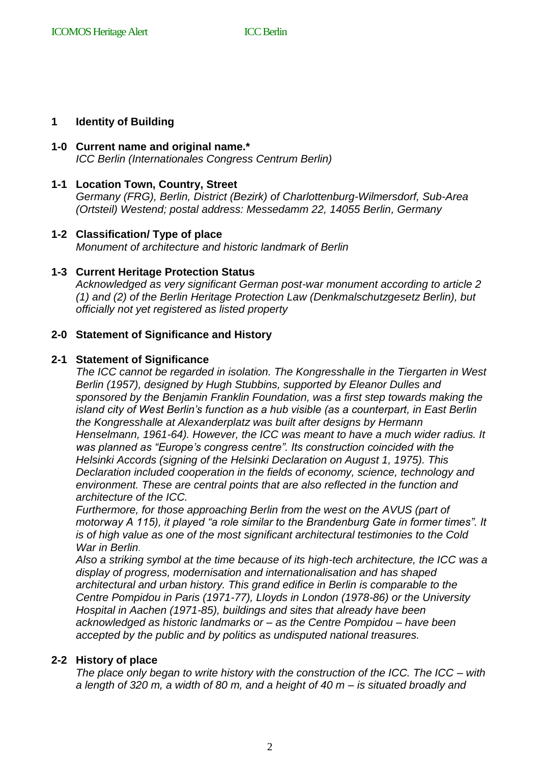## 1 Identity of Building

### 1-0 Current name and original name.*

*ICC Berlin (Internationales Congress Centrum Berlin)*

### 1-1 Location Town, Country, Street

*Germany (FRG), Berlin, District (Bezirk) of Charlottenburg-Wilmersdorf, Sub-Area (Ortsteil) Westend; postal address: Messedamm 22, 14055 Berlin, Germany*

### 1-2 Classification/ Type of place

*Monument of architecture and historic landmark of Berlin*

### 1-3 Current Heritage Protection Status

*Acknowledged as very significant German post-war monument according to article 2 (1) and (2) of the Berlin Heritage Protection Law (Denkmalschutzgesetz Berlin), but officially not yet registered as listed property*

## 2-0 Statement of Significance and History

### 2-1 Statement of Significance

*The ICC cannot be regarded in isolation. The Kongresshalle in the Tiergarten in West Berlin (1957), designed by Hugh Stubbins, supported by Eleanor Dulles and sponsored by the Benjamin Franklin Foundation, was a first step towards making the island city of West Berlin's function as a hub visible (as a counterpart, in East Berlin the Kongresshalle at Alexanderplatz was built after designs by Hermann Henselmann, 1961-64). However, the ICC was meant to have a much wider radius. It was planned as "Europe's congress centre". Its construction coincided with the Helsinki Accords (signing of the Helsinki Declaration on August 1, 1975). This Declaration included cooperation in the fields of economy, science, technology and environment. These are central points that are also reflected in the function and architecture of the ICC.*

*Furthermore, for those approaching Berlin from the west on the AVUS (part of motorway A 115), it played "a role similar to the Brandenburg Gate in former times". It is of high value as one of the most significant architectural testimonies to the Cold War in Berlin.*

*Also a striking symbol at the time because of its high-tech architecture, the ICC was a display of progress, modernisation and internationalisation and has shaped architectural and urban history. This grand edifice in Berlin is comparable to the Centre Pompidou in Paris (1971-77), Lloyds in London (1978-86) or the University Hospital in Aachen (1971-85), buildings and sites that already have been acknowledged as historic landmarks or – as the Centre Pompidou – have been accepted by the public and by politics as undisputed national treasures.*

### 2-2 History of place

*The place only began to write history with the construction of the ICC. The ICC – with a length of 320 m, a width of 80 m, and a height of 40 m – is situated broadly and*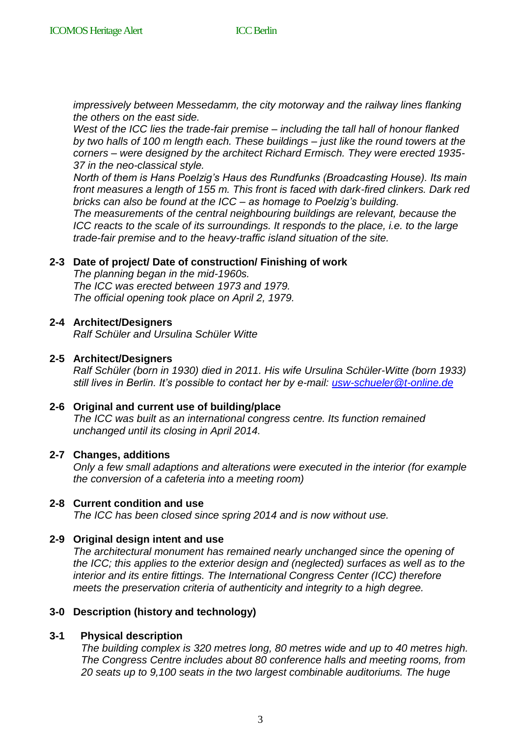*impressively between Messedamm, the city motorway and the railway lines flanking the others on the east side.*
*West of the ICC lies the trade-fair premise – including the tall hall of honour flanked by two halls of 100 m length each. These buildings – just like the round towers at the corners – were designed by the architect Richard Ermisch. They were erected 1935-37 in the neo-classical style.*
*North of them is Hans Poelzig's Haus des Rundfunks (Broadcasting House). Its main front measures a length of 155 m. This front is faced with dark-fired clinkers. Dark red bricks can also be found at the ICC – as homage to Poelzig's building.*
*The measurements of the central neighbouring buildings are relevant, because the ICC reacts to the scale of its surroundings. It responds to the place, i.e. to the large trade-fair premise and to the heavy-traffic island situation of the site.*

**2-3 Date of project/ Date of construction/ Finishing of work**
*The planning began in the mid-1960s.*
*The ICC was erected between 1973 and 1979.*
*The official opening took place on April 2, 1979.*

**2-4 Architect/Designers**
*Ralf Schüler and Ursulina Schüler Witte*

**2-5 Architect/Designers**
*Ralf Schüler (born in 1930) died in 2011. His wife Ursulina Schüler-Witte (born 1933) still lives in Berlin. It's possible to contact her by e-mail: [usw-schueler@t-online.de](mailto:usw-schueler@t-online.de)*

**2-6 Original and current use of building/place**
*The ICC was built as an international congress centre. Its function remained unchanged until its closing in April 2014.*

**2-7 Changes, additions**
*Only a few small adaptions and alterations were executed in the interior (for example the conversion of a cafeteria into a meeting room)*

**2-8 Current condition and use**
*The ICC has been closed since spring 2014 and is now without use.*

**2-9 Original design intent and use**
*The architectural monument has remained nearly unchanged since the opening of the ICC; this applies to the exterior design and (neglected) surfaces as well as to the interior and its entire fittings. The International Congress Center (ICC) therefore meets the preservation criteria of authenticity and integrity to a high degree.*

**3-0 Description (history and technology)**

**3-1 Physical description**
*The building complex is 320 metres long, 80 metres wide and up to 40 metres high. The Congress Centre includes about 80 conference halls and meeting rooms, from 20 seats up to 9,100 seats in the two largest combinable auditoriums. The huge*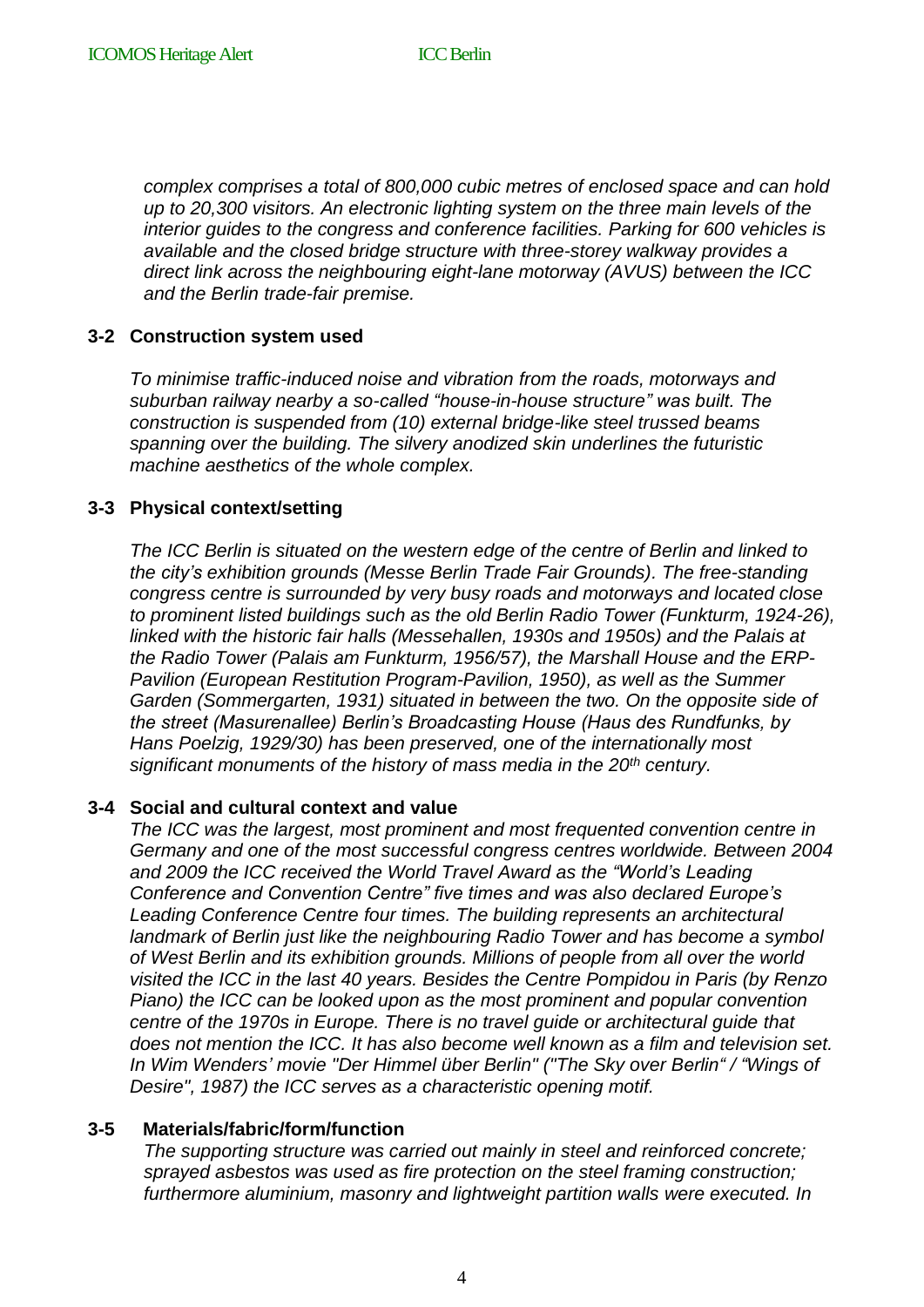*complex comprises a total of 800,000 cubic metres of enclosed space and can hold up to 20,300 visitors. An electronic lighting system on the three main levels of the interior guides to the congress and conference facilities. Parking for 600 vehicles is available and the closed bridge structure with three-storey walkway provides a direct link across the neighbouring eight-lane motorway (AVUS) between the ICC and the Berlin trade-fair premise.*

### 3-2 Construction system used

*To minimise traffic-induced noise and vibration from the roads, motorways and suburban railway nearby a so-called "house-in-house structure" was built. The construction is suspended from (10) external bridge-like steel trussed beams spanning over the building. The silvery anodized skin underlines the futuristic machine aesthetics of the whole complex.*

### 3-3 Physical context/setting

*The ICC Berlin is situated on the western edge of the centre of Berlin and linked to the city's exhibition grounds (Messe Berlin Trade Fair Grounds). The free-standing congress centre is surrounded by very busy roads and motorways and located close to prominent listed buildings such as the old Berlin Radio Tower (Funkturm, 1924-26), linked with the historic fair halls (Messehallen, 1930s and 1950s) and the Palais at the Radio Tower (Palais am Funkturm, 1956/57), the Marshall House and the ERP-Pavilion (European Restitution Program-Pavilion, 1950), as well as the Summer Garden (Sommergarten, 1931) situated in between the two. On the opposite side of the street (Masurenallee) Berlin's Broadcasting House (Haus des Rundfunks, by Hans Poelzig, 1929/30) has been preserved, one of the internationally most significant monuments of the history of mass media in the 20th century.*

### 3-4 Social and cultural context and value

*The ICC was the largest, most prominent and most frequented convention centre in Germany and one of the most successful congress centres worldwide. Between 2004 and 2009 the ICC received the World Travel Award as the "World's Leading Conference and Convention Centre" five times and was also declared Europe's Leading Conference Centre four times. The building represents an architectural landmark of Berlin just like the neighbouring Radio Tower and has become a symbol of West Berlin and its exhibition grounds. Millions of people from all over the world visited the ICC in the last 40 years. Besides the Centre Pompidou in Paris (by Renzo Piano) the ICC can be looked upon as the most prominent and popular convention centre of the 1970s in Europe. There is no travel guide or architectural guide that does not mention the ICC. It has also become well known as a film and television set. In Wim Wenders' movie "Der Himmel über Berlin" ("The Sky over Berlin" / "Wings of Desire", 1987) the ICC serves as a characteristic opening motif.*

### 3-5 Materials/fabric/form/function

*The supporting structure was carried out mainly in steel and reinforced concrete; sprayed asbestos was used as fire protection on the steel framing construction; furthermore aluminium, masonry and lightweight partition walls were executed. In*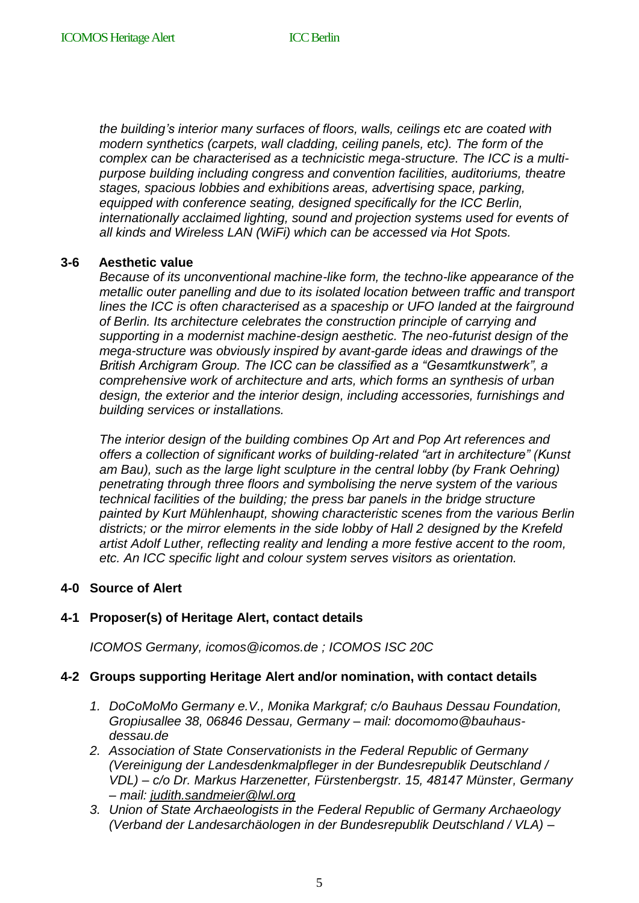*the building's interior many surfaces of floors, walls, ceilings etc are coated with modern synthetics (carpets, wall cladding, ceiling panels, etc). The form of the complex can be characterised as a technicistic mega-structure. The ICC is a multi-purpose building including congress and convention facilities, auditoriums, theatre stages, spacious lobbies and exhibitions areas, advertising space, parking, equipped with conference seating, designed specifically for the ICC Berlin, internationally acclaimed lighting, sound and projection systems used for events of all kinds and Wireless LAN (WiFi) which can be accessed via Hot Spots.*

**3-6 Aesthetic value**

*Because of its unconventional machine-like form, the techno-like appearance of the metallic outer panelling and due to its isolated location between traffic and transport lines the ICC is often characterised as a spaceship or UFO landed at the fairground of Berlin. Its architecture celebrates the construction principle of carrying and supporting in a modernist machine-design aesthetic. The neo-futurist design of the mega-structure was obviously inspired by avant-garde ideas and drawings of the British Archigram Group. The ICC can be classified as a "Gesamtkunstwerk", a comprehensive work of architecture and arts, which forms an synthesis of urban design, the exterior and the interior design, including accessories, furnishings and building services or installations.*

*The interior design of the building combines Op Art and Pop Art references and offers a collection of significant works of building-related "art in architecture" (Kunst am Bau), such as the large light sculpture in the central lobby (by Frank Oehring) penetrating through three floors and symbolising the nerve system of the various technical facilities of the building; the press bar panels in the bridge structure painted by Kurt Mühlenhaupt, showing characteristic scenes from the various Berlin districts; or the mirror elements in the side lobby of Hall 2 designed by the Krefeld artist Adolf Luther, reflecting reality and lending a more festive accent to the room, etc. An ICC specific light and colour system serves visitors as orientation.*

**4-0 Source of Alert**

**4-1 Proposer(s) of Heritage Alert, contact details**

*ICOMOS Germany, icomos@icomos.de ; ICOMOS ISC 20C*

**4-2 Groups supporting Heritage Alert and/or nomination, with contact details**

1. *DoCoMoMo Germany e.V., Monika Markgraf; c/o Bauhaus Dessau Foundation, Gropiusallee 38, 06846 Dessau, Germany – mail: docomomo@bauhaus-dessau.de*
2. *Association of State Conservationists in the Federal Republic of Germany (Vereinigung der Landesdenkmalpfleger in der Bundesrepublik Deutschland / VDL) – c/o Dr. Markus Harzenetter, Fürstenbergstr. 15, 48147 Münster, Germany – mail: judith.sandmeier@lwl.org*
3. *Union of State Archaeologists in the Federal Republic of Germany Archaeology (Verband der Landesarchäologen in der Bundesrepublik Deutschland / VLA) –*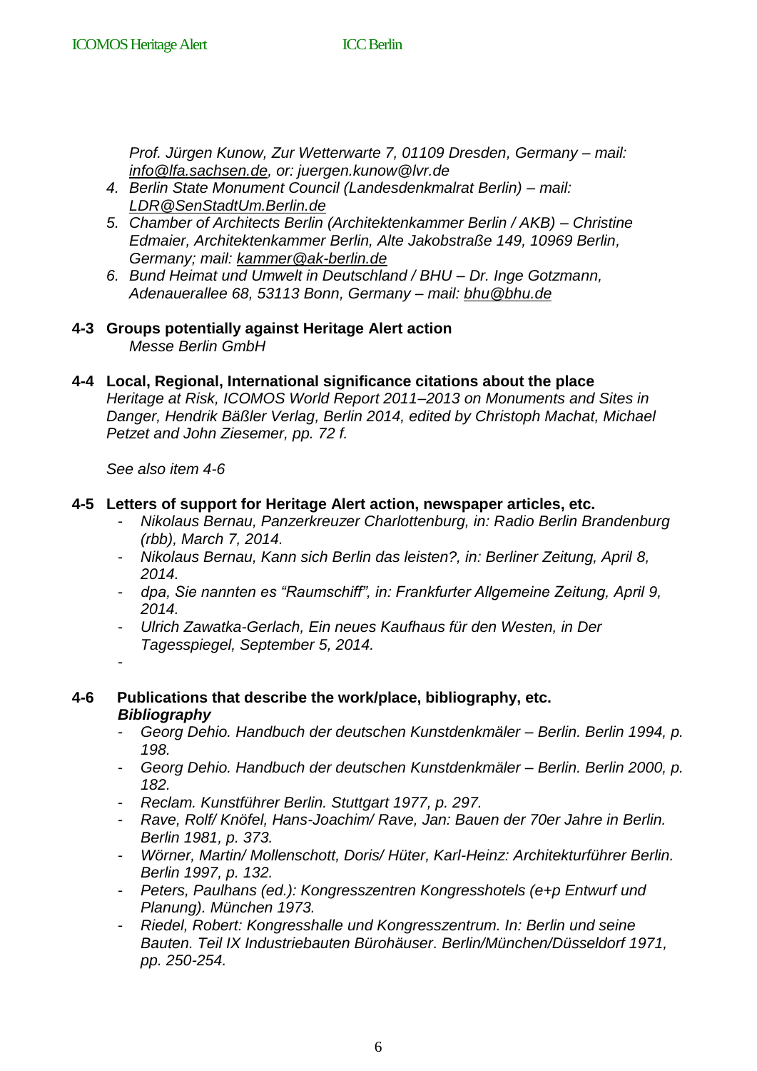*Prof. Jürgen Kunow, Zur Wetterwarte 7, 01109 Dresden, Germany – mail: info@lfa.sachsen.de, or: juergen.kunow@lvr.de*

4. *Berlin State Monument Council (Landesdenkmalrat Berlin) – mail: LDR@SenStadtUm.Berlin.de*
5. *Chamber of Architects Berlin (Architektenkammer Berlin / AKB) – Christine Edmaier, Architektenkammer Berlin, Alte Jakobstraße 149, 10969 Berlin, Germany; mail: kammer@ak-berlin.de*
6. *Bund Heimat und Umwelt in Deutschland / BHU – Dr. Inge Gotzmann, Adenauerallee 68, 53113 Bonn, Germany – mail: bhu@bhu.de*

**4-3 Groups potentially against Heritage Alert action**

*Messe Berlin GmbH*

**4-4 Local, Regional, International significance citations about the place**

*Heritage at Risk, ICOMOS World Report 2011–2013 on Monuments and Sites in Danger, Hendrik Bäßler Verlag, Berlin 2014, edited by Christoph Machat, Michael Petzet and John Ziesemer, pp. 72 f.*

*See also item 4-6*

**4-5 Letters of support for Heritage Alert action, newspaper articles, etc.**

- *Nikolaus Bernau, Panzerkreuzer Charlottenburg, in: Radio Berlin Brandenburg (rbb), March 7, 2014.*
- *Nikolaus Bernau, Kann sich Berlin das leisten?, in: Berliner Zeitung, April 8, 2014.*
- *dpa, Sie nannten es "Raumschiff", in: Frankfurter Allgemeine Zeitung, April 9, 2014.*
- *Ulrich Zawatka-Gerlach, Ein neues Kaufhaus für den Westen, in Der Tagesspiegel, September 5, 2014.*
-

**4-6 Publications that describe the work/place, bibliography, etc.**

***Bibliography***

- *Georg Dehio. Handbuch der deutschen Kunstdenkmäler – Berlin. Berlin 1994, p. 198.*
- *Georg Dehio. Handbuch der deutschen Kunstdenkmäler – Berlin. Berlin 2000, p. 182.*
- *Reclam. Kunstführer Berlin. Stuttgart 1977, p. 297.*
- *Rave, Rolf/ Knöfel, Hans-Joachim/ Rave, Jan: Bauen der 70er Jahre in Berlin. Berlin 1981, p. 373.*
- *Wörner, Martin/ Mollenschott, Doris/ Hüter, Karl-Heinz: Architekturführer Berlin. Berlin 1997, p. 132.*
- *Peters, Paulhans (ed.): Kongresszentren Kongresshotels (e+p Entwurf und Planung). München 1973.*
- *Riedel, Robert: Kongresshalle und Kongresszentrum. In: Berlin und seine Bauten. Teil IX Industriebauten Bürohäuser. Berlin/München/Düsseldorf 1971, pp. 250-254.*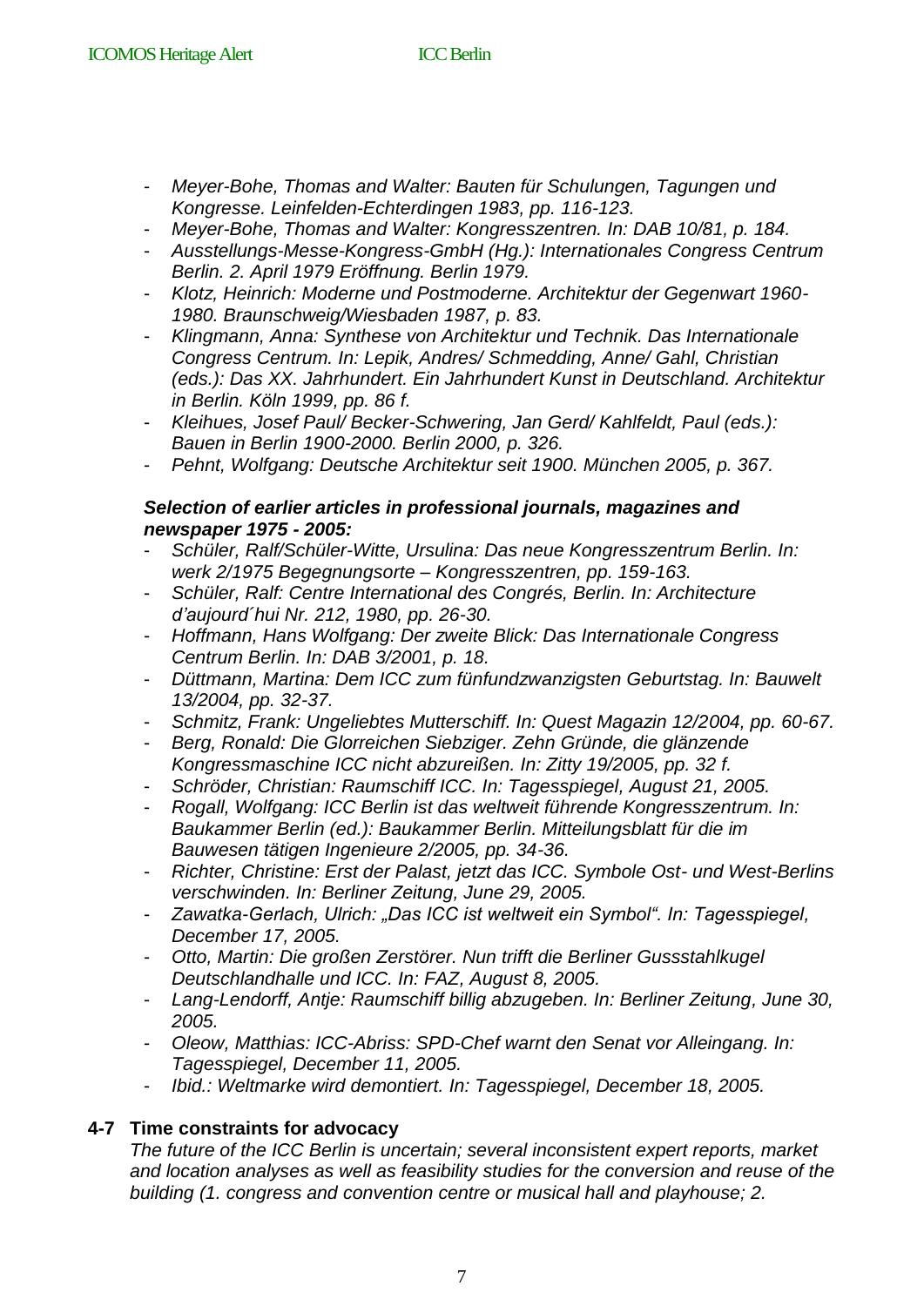- *Meyer-Bohe, Thomas and Walter: Bauten für Schulungen, Tagungen und Kongresse. Leinfelden-Echterdingen 1983, pp. 116-123.*
- *Meyer-Bohe, Thomas and Walter: Kongresszentren. In: DAB 10/81, p. 184.*
- *Ausstellungs-Messe-Kongress-GmbH (Hg.): Internationales Congress Centrum Berlin. 2. April 1979 Eröffnung. Berlin 1979.*
- *Klotz, Heinrich: Moderne und Postmoderne. Architektur der Gegenwart 1960-1980. Braunschweig/Wiesbaden 1987, p. 83.*
- *Klingmann, Anna: Synthese von Architektur und Technik. Das Internationale Congress Centrum. In: Lepik, Andres/ Schmedding, Anne/ Gahl, Christian (eds.): Das XX. Jahrhundert. Ein Jahrhundert Kunst in Deutschland. Architektur in Berlin. Köln 1999, pp. 86 f.*
- *Kleihues, Josef Paul/ Becker-Schwering, Jan Gerd/ Kahlfeldt, Paul (eds.): Bauen in Berlin 1900-2000. Berlin 2000, p. 326.*
- *Pehnt, Wolfgang: Deutsche Architektur seit 1900. München 2005, p. 367.*

***Selection of earlier articles in professional journals, magazines and newspaper 1975 - 2005:***

- *Schüler, Ralf/Schüler-Witte, Ursulina: Das neue Kongresszentrum Berlin. In: werk 2/1975 Begegnungsorte – Kongresszentren, pp. 159-163.*
- *Schüler, Ralf: Centre International des Congrés, Berlin. In: Architecture d'aujourd´hui Nr. 212, 1980, pp. 26-30.*
- *Hoffmann, Hans Wolfgang: Der zweite Blick: Das Internationale Congress Centrum Berlin. In: DAB 3/2001, p. 18.*
- *Düttmann, Martina: Dem ICC zum fünfundzwanzigsten Geburtstag. In: Bauwelt 13/2004, pp. 32-37.*
- *Schmitz, Frank: Ungeliebtes Mutterschiff. In: Quest Magazin 12/2004, pp. 60-67.*
- *Berg, Ronald: Die Glorreichen Siebziger. Zehn Gründe, die glänzende Kongressmaschine ICC nicht abzureißen. In: Zitty 19/2005, pp. 32 f.*
- *Schröder, Christian: Raumschiff ICC. In: Tagesspiegel, August 21, 2005.*
- *Rogall, Wolfgang: ICC Berlin ist das weltweit führende Kongresszentrum. In: Baukammer Berlin (ed.): Baukammer Berlin. Mitteilungsblatt für die im Bauwesen tätigen Ingenieure 2/2005, pp. 34-36.*
- *Richter, Christine: Erst der Palast, jetzt das ICC. Symbole Ost- und West-Berlins verschwinden. In: Berliner Zeitung, June 29, 2005.*
- *Zawatka-Gerlach, Ulrich: „Das ICC ist weltweit ein Symbol". In: Tagesspiegel, December 17, 2005.*
- *Otto, Martin: Die großen Zerstörer. Nun trifft die Berliner Gussstahlkugel Deutschlandhalle und ICC. In: FAZ, August 8, 2005.*
- *Lang-Lendorff, Antje: Raumschiff billig abzugeben. In: Berliner Zeitung, June 30, 2005.*
- *Oleow, Matthias: ICC-Abriss: SPD-Chef warnt den Senat vor Alleingang. In: Tagesspiegel, December 11, 2005.*
- *Ibid.: Weltmarke wird demontiert. In: Tagesspiegel, December 18, 2005.*

### 4-7 Time constraints for advocacy

*The future of the ICC Berlin is uncertain; several inconsistent expert reports, market and location analyses as well as feasibility studies for the conversion and reuse of the building (1. congress and convention centre or musical hall and playhouse; 2.*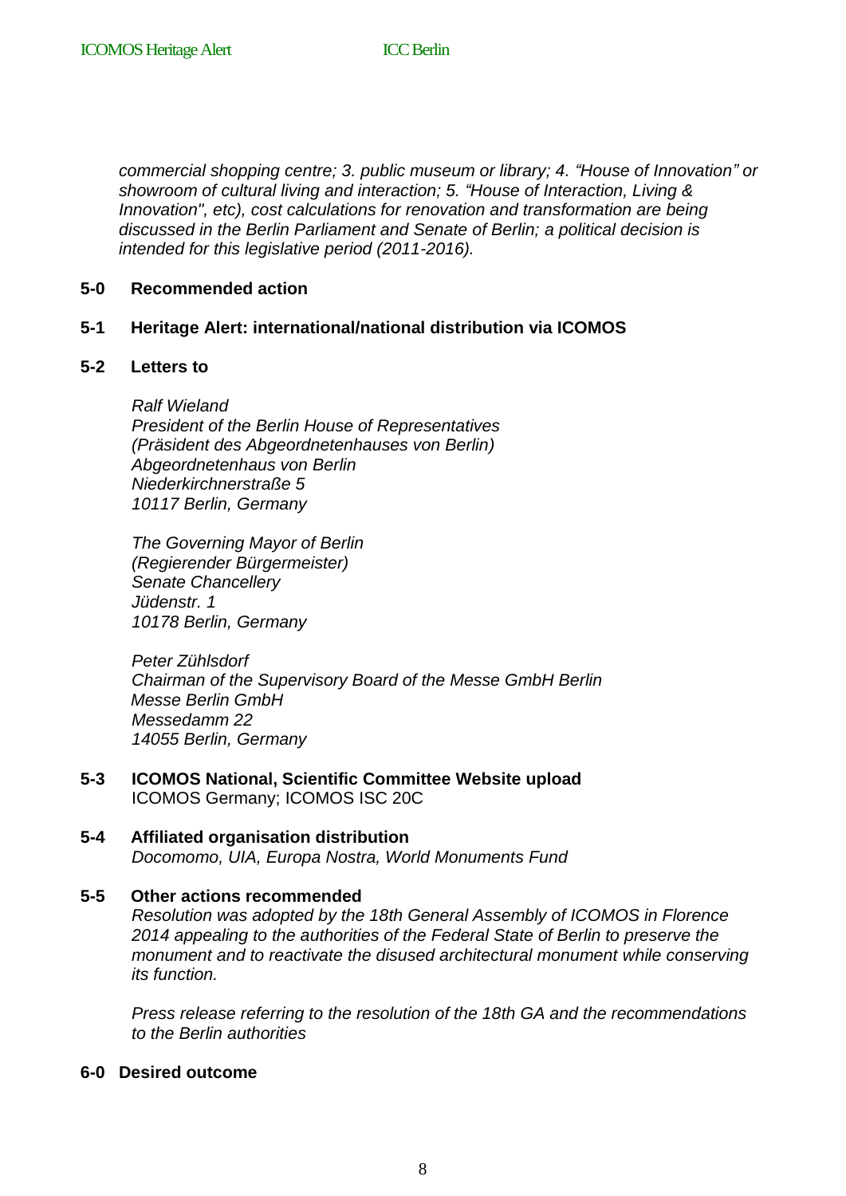*commercial shopping centre; 3. public museum or library; 4. “House of Innovation” or showroom of cultural living and interaction; 5. “House of Interaction, Living & Innovation", etc), cost calculations for renovation and transformation are being discussed in the Berlin Parliament and Senate of Berlin; a political decision is intended for this legislative period (2011-2016).*

## 5-0 Recommended action

### 5-1 Heritage Alert: international/national distribution via ICOMOS

### 5-2 Letters to

*Ralf Wieland*
*President of the Berlin House of Representatives*
*(Präsident des Abgeordnetenhauses von Berlin)*
*Abgeordnetenhaus von Berlin*
*Niederkirchnerstraße 5*
*10117 Berlin, Germany*

*The Governing Mayor of Berlin*
*(Regierender Bürgermeister)*
*Senate Chancellery*
*Jüdenstr. 1*
*10178 Berlin, Germany*

*Peter Zühlsdorf*
*Chairman of the Supervisory Board of the Messe GmbH Berlin*
*Messe Berlin GmbH*
*Messedamm 22*
*14055 Berlin, Germany*

### 5-3 ICOMOS National, Scientific Committee Website upload

ICOMOS Germany; ICOMOS ISC 20C

### 5-4 Affiliated organisation distribution

*Docomomo, UIA, Europa Nostra, World Monuments Fund*

### 5-5 Other actions recommended

*Resolution was adopted by the 18th General Assembly of ICOMOS in Florence 2014 appealing to the authorities of the Federal State of Berlin to preserve the monument and to reactivate the disused architectural monument while conserving its function.*

*Press release referring to the resolution of the 18th GA and the recommendations to the Berlin authorities*

## 6-0 Desired outcome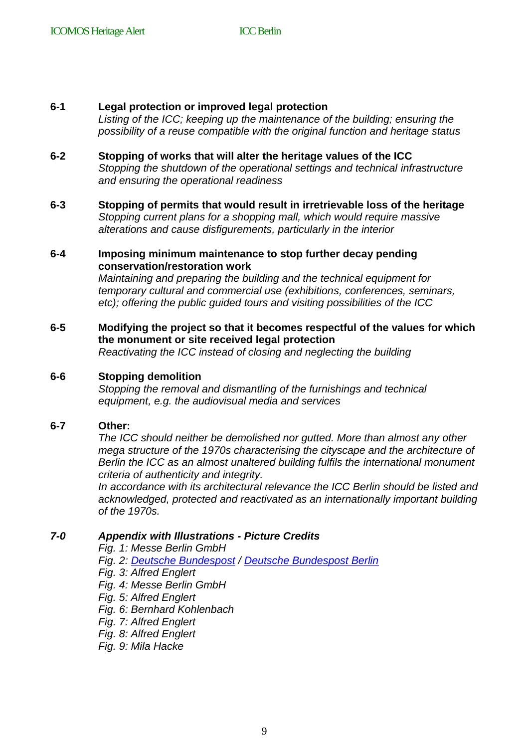**6-1 Legal protection or improved legal protection**
*Listing of the ICC; keeping up the maintenance of the building; ensuring the possibility of a reuse compatible with the original function and heritage status*

**6-2 Stopping of works that will alter the heritage values of the ICC**
*Stopping the shutdown of the operational settings and technical infrastructure and ensuring the operational readiness*

**6-3 Stopping of permits that would result in irretrievable loss of the heritage**
*Stopping current plans for a shopping mall, which would require massive alterations and cause disfigurements, particularly in the interior*

**6-4 Imposing minimum maintenance to stop further decay pending conservation/restoration work**
*Maintaining and preparing the building and the technical equipment for temporary cultural and commercial use (exhibitions, conferences, seminars, etc); offering the public guided tours and visiting possibilities of the ICC*

**6-5 Modifying the project so that it becomes respectful of the values for which the monument or site received legal protection**
*Reactivating the ICC instead of closing and neglecting the building*

**6-6 Stopping demolition**
*Stopping the removal and dismantling of the furnishings and technical equipment, e.g. the audiovisual media and services*

**6-7 Other:**
*The ICC should neither be demolished nor gutted. More than almost any other mega structure of the 1970s characterising the cityscape and the architecture of Berlin the ICC as an almost unaltered building fulfils the international monument criteria of authenticity and integrity.*
*In accordance with its architectural relevance the ICC Berlin should be listed and acknowledged, protected and reactivated as an internationally important building of the 1970s.*

***7-0 Appendix with Illustrations - Picture Credits***
*Fig. 1: Messe Berlin GmbH*
*Fig. 2: Deutsche Bundespost / Deutsche Bundespost Berlin*
*Fig. 3: Alfred Englert*
*Fig. 4: Messe Berlin GmbH*
*Fig. 5: Alfred Englert*
*Fig. 6: Bernhard Kohlenbach*
*Fig. 7: Alfred Englert*
*Fig. 8: Alfred Englert*
*Fig. 9: Mila Hacke*